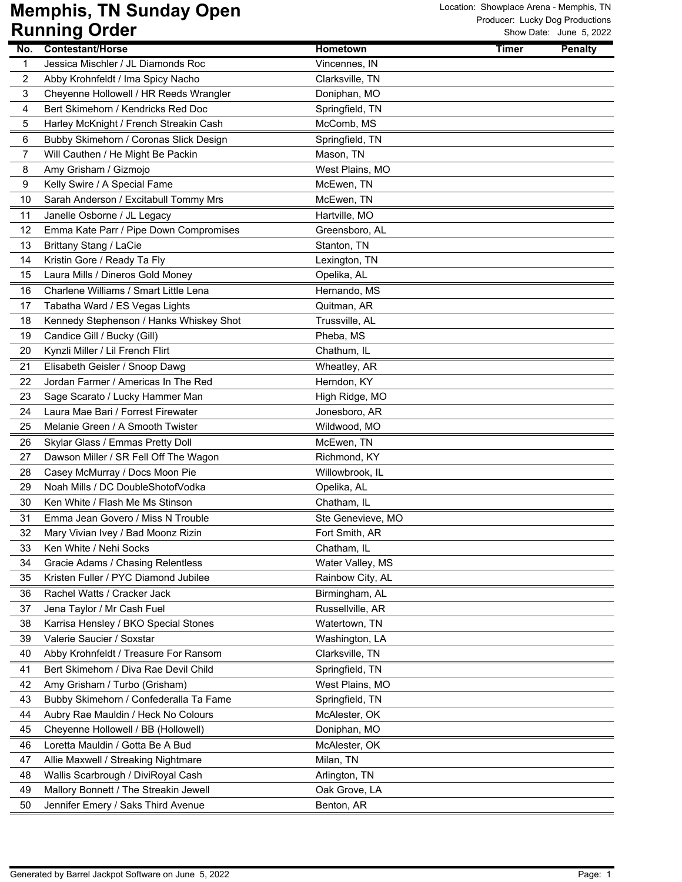# Memphis, TN Sunday Open
# Running Order

Location: Showplace Arena - Memphis, TN
Producer: Lucky Dog Productions
Show Date: June 5, 2022

| No. | Contestant/Horse | Hometown | Timer | Penalty |
|---|---|---|---|---|
| 1 | Jessica Mischler / JL Diamonds Roc | Vincennes, IN | | |
| 2 | Abby Krohnfeldt / Ima Spicy Nacho | Clarksville, TN | | |
| 3 | Cheyenne Hollowell / HR Reeds Wrangler | Doniphan, MO | | |
| 4 | Bert Skimehorn / Kendricks Red Doc | Springfield, TN | | |
| 5 | Harley McKnight / French Streakin Cash | McComb, MS | | |
| 6 | Bubby Skimehorn / Coronas Slick Design | Springfield, TN | | |
| 7 | Will Cauthen / He Might Be Packin | Mason, TN | | |
| 8 | Amy Grisham / Gizmojo | West Plains, MO | | |
| 9 | Kelly Swire / A Special Fame | McEwen, TN | | |
| 10 | Sarah Anderson / Excitabull Tommy Mrs | McEwen, TN | | |
| 11 | Janelle Osborne / JL Legacy | Hartville, MO | | |
| 12 | Emma Kate Parr / Pipe Down Compromises | Greensboro, AL | | |
| 13 | Brittany Stang / LaCie | Stanton, TN | | |
| 14 | Kristin Gore / Ready Ta Fly | Lexington, TN | | |
| 15 | Laura Mills / Dineros Gold Money | Opelika, AL | | |
| 16 | Charlene Williams / Smart Little Lena | Hernando, MS | | |
| 17 | Tabatha Ward / ES Vegas Lights | Quitman, AR | | |
| 18 | Kennedy Stephenson / Hanks Whiskey Shot | Trussville, AL | | |
| 19 | Candice Gill / Bucky (Gill) | Pheba, MS | | |
| 20 | Kynzli Miller / Lil French Flirt | Chathum, IL | | |
| 21 | Elisabeth Geisler / Snoop Dawg | Wheatley, AR | | |
| 22 | Jordan Farmer / Americas In The Red | Herndon, KY | | |
| 23 | Sage Scarato / Lucky Hammer Man | High Ridge, MO | | |
| 24 | Laura Mae Bari / Forrest Firewater | Jonesboro, AR | | |
| 25 | Melanie Green / A Smooth Twister | Wildwood, MO | | |
| 26 | Skylar Glass / Emmas Pretty Doll | McEwen, TN | | |
| 27 | Dawson Miller / SR Fell Off The Wagon | Richmond, KY | | |
| 28 | Casey McMurray / Docs Moon Pie | Willowbrook, IL | | |
| 29 | Noah Mills / DC DoubleShotofVodka | Opelika, AL | | |
| 30 | Ken White / Flash Me Ms Stinson | Chatham, IL | | |
| 31 | Emma Jean Govero / Miss N Trouble | Ste Genevieve, MO | | |
| 32 | Mary Vivian Ivey / Bad Moonz Rizin | Fort Smith, AR | | |
| 33 | Ken White / Nehi Socks | Chatham, IL | | |
| 34 | Gracie Adams / Chasing Relentless | Water Valley, MS | | |
| 35 | Kristen Fuller / PYC Diamond Jubilee | Rainbow City, AL | | |
| 36 | Rachel Watts / Cracker Jack | Birmingham, AL | | |
| 37 | Jena Taylor / Mr Cash Fuel | Russellville, AR | | |
| 38 | Karrisa Hensley / BKO Special Stones | Watertown, TN | | |
| 39 | Valerie Saucier / Soxstar | Washington, LA | | |
| 40 | Abby Krohnfeldt / Treasure For Ransom | Clarksville, TN | | |
| 41 | Bert Skimehorn / Diva Rae Devil Child | Springfield, TN | | |
| 42 | Amy Grisham / Turbo (Grisham) | West Plains, MO | | |
| 43 | Bubby Skimehorn / Confederalla Ta Fame | Springfield, TN | | |
| 44 | Aubry Rae Mauldin / Heck No Colours | McAlester, OK | | |
| 45 | Cheyenne Hollowell / BB (Hollowell) | Doniphan, MO | | |
| 46 | Loretta Mauldin / Gotta Be A Bud | McAlester, OK | | |
| 47 | Allie Maxwell / Streaking Nightmare | Milan, TN | | |
| 48 | Wallis Scarbrough / DiviRoyal Cash | Arlington, TN | | |
| 49 | Mallory Bonnett / The Streakin Jewell | Oak Grove, LA | | |
| 50 | Jennifer Emery / Saks Third Avenue | Benton, AR | | |

Generated by Barrel Jackpot Software on June 5, 2022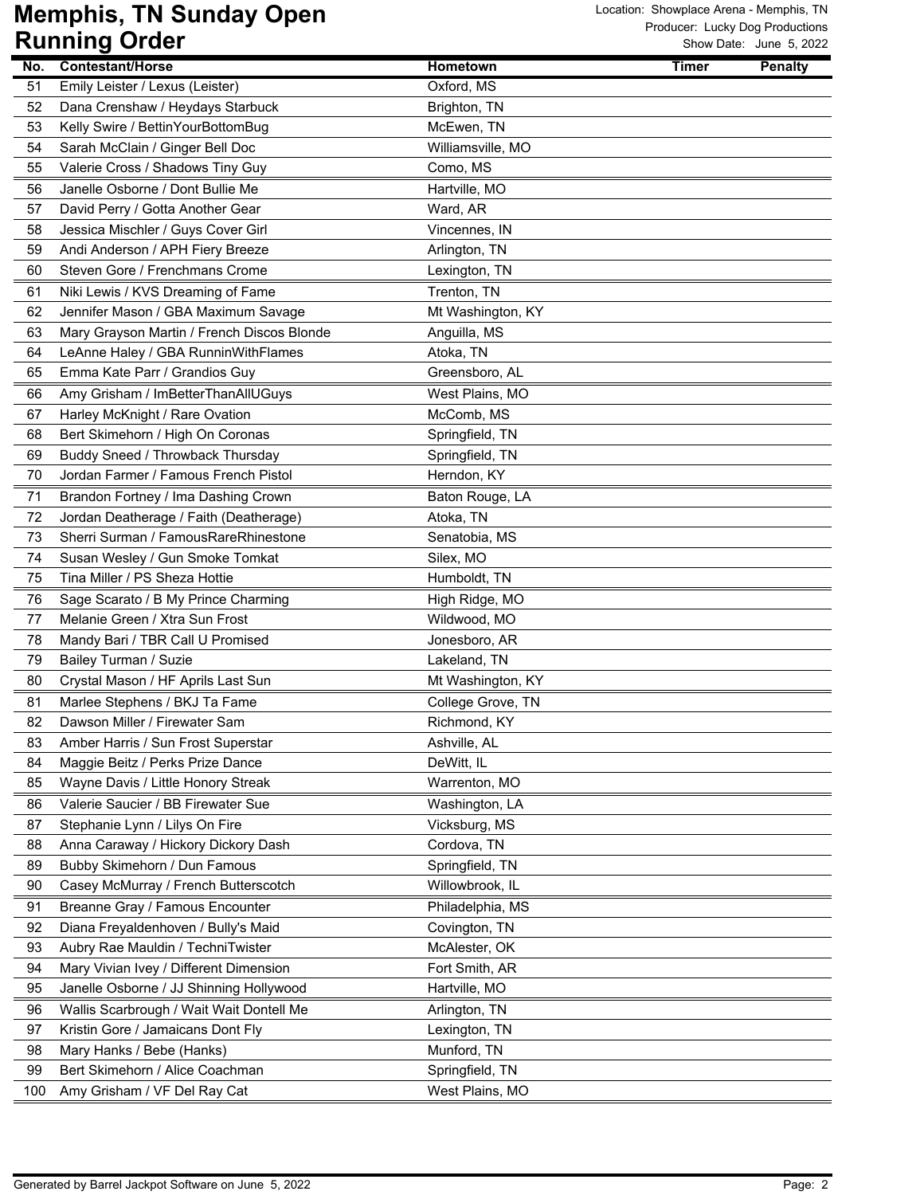# Memphis, TN Sunday Open Running Order

Location: Showplace Arena - Memphis, TN
Producer: Lucky Dog Productions
Show Date: June 5, 2022

| No. | Contestant/Horse | Hometown | Timer | Penalty |
|---|---|---|---|---|
| 51 | Emily Leister / Lexus (Leister) | Oxford, MS | | |
| 52 | Dana Crenshaw / Heydays Starbuck | Brighton, TN | | |
| 53 | Kelly Swire / BettinYourBottomBug | McEwen, TN | | |
| 54 | Sarah McClain / Ginger Bell Doc | Williamsville, MO | | |
| 55 | Valerie Cross / Shadows Tiny Guy | Como, MS | | |
| 56 | Janelle Osborne / Dont Bullie Me | Hartville, MO | | |
| 57 | David Perry / Gotta Another Gear | Ward, AR | | |
| 58 | Jessica Mischler / Guys Cover Girl | Vincennes, IN | | |
| 59 | Andi Anderson / APH Fiery Breeze | Arlington, TN | | |
| 60 | Steven Gore / Frenchmans Crome | Lexington, TN | | |
| 61 | Niki Lewis / KVS Dreaming of Fame | Trenton, TN | | |
| 62 | Jennifer Mason / GBA Maximum Savage | Mt Washington, KY | | |
| 63 | Mary Grayson Martin / French Discos Blonde | Anguilla, MS | | |
| 64 | LeAnne Haley / GBA RunninWithFlames | Atoka, TN | | |
| 65 | Emma Kate Parr / Grandios Guy | Greensboro, AL | | |
| 66 | Amy Grisham / ImBetterThanAllUGuys | West Plains, MO | | |
| 67 | Harley McKnight / Rare Ovation | McComb, MS | | |
| 68 | Bert Skimehorn / High On Coronas | Springfield, TN | | |
| 69 | Buddy Sneed / Throwback Thursday | Springfield, TN | | |
| 70 | Jordan Farmer / Famous French Pistol | Herndon, KY | | |
| 71 | Brandon Fortney / Ima Dashing Crown | Baton Rouge, LA | | |
| 72 | Jordan Deatherage / Faith (Deatherage) | Atoka, TN | | |
| 73 | Sherri Surman / FamousRareRhinestone | Senatobia, MS | | |
| 74 | Susan Wesley / Gun Smoke Tomkat | Silex, MO | | |
| 75 | Tina Miller / PS Sheza Hottie | Humboldt, TN | | |
| 76 | Sage Scarato / B My Prince Charming | High Ridge, MO | | |
| 77 | Melanie Green / Xtra Sun Frost | Wildwood, MO | | |
| 78 | Mandy Bari / TBR Call U Promised | Jonesboro, AR | | |
| 79 | Bailey Turman / Suzie | Lakeland, TN | | |
| 80 | Crystal Mason / HF Aprils Last Sun | Mt Washington, KY | | |
| 81 | Marlee Stephens / BKJ Ta Fame | College Grove, TN | | |
| 82 | Dawson Miller / Firewater Sam | Richmond, KY | | |
| 83 | Amber Harris / Sun Frost Superstar | Ashville, AL | | |
| 84 | Maggie Beitz / Perks Prize Dance | DeWitt, IL | | |
| 85 | Wayne Davis / Little Honory Streak | Warrenton, MO | | |
| 86 | Valerie Saucier / BB Firewater Sue | Washington, LA | | |
| 87 | Stephanie Lynn / Lilys On Fire | Vicksburg, MS | | |
| 88 | Anna Caraway / Hickory Dickory Dash | Cordova, TN | | |
| 89 | Bubby Skimehorn / Dun Famous | Springfield, TN | | |
| 90 | Casey McMurray / French Butterscotch | Willowbrook, IL | | |
| 91 | Breanne Gray / Famous Encounter | Philadelphia, MS | | |
| 92 | Diana Freyaldenhoven / Bully's Maid | Covington, TN | | |
| 93 | Aubry Rae Mauldin / TechniTwister | McAlester, OK | | |
| 94 | Mary Vivian Ivey / Different Dimension | Fort Smith, AR | | |
| 95 | Janelle Osborne / JJ Shinning Hollywood | Hartville, MO | | |
| 96 | Wallis Scarbrough / Wait Wait Dontell Me | Arlington, TN | | |
| 97 | Kristin Gore / Jamaicans Dont Fly | Lexington, TN | | |
| 98 | Mary Hanks / Bebe (Hanks) | Munford, TN | | |
| 99 | Bert Skimehorn / Alice Coachman | Springfield, TN | | |
| 100 | Amy Grisham / VF Del Ray Cat | West Plains, MO | | |

Generated by Barrel Jackpot Software on June 5, 2022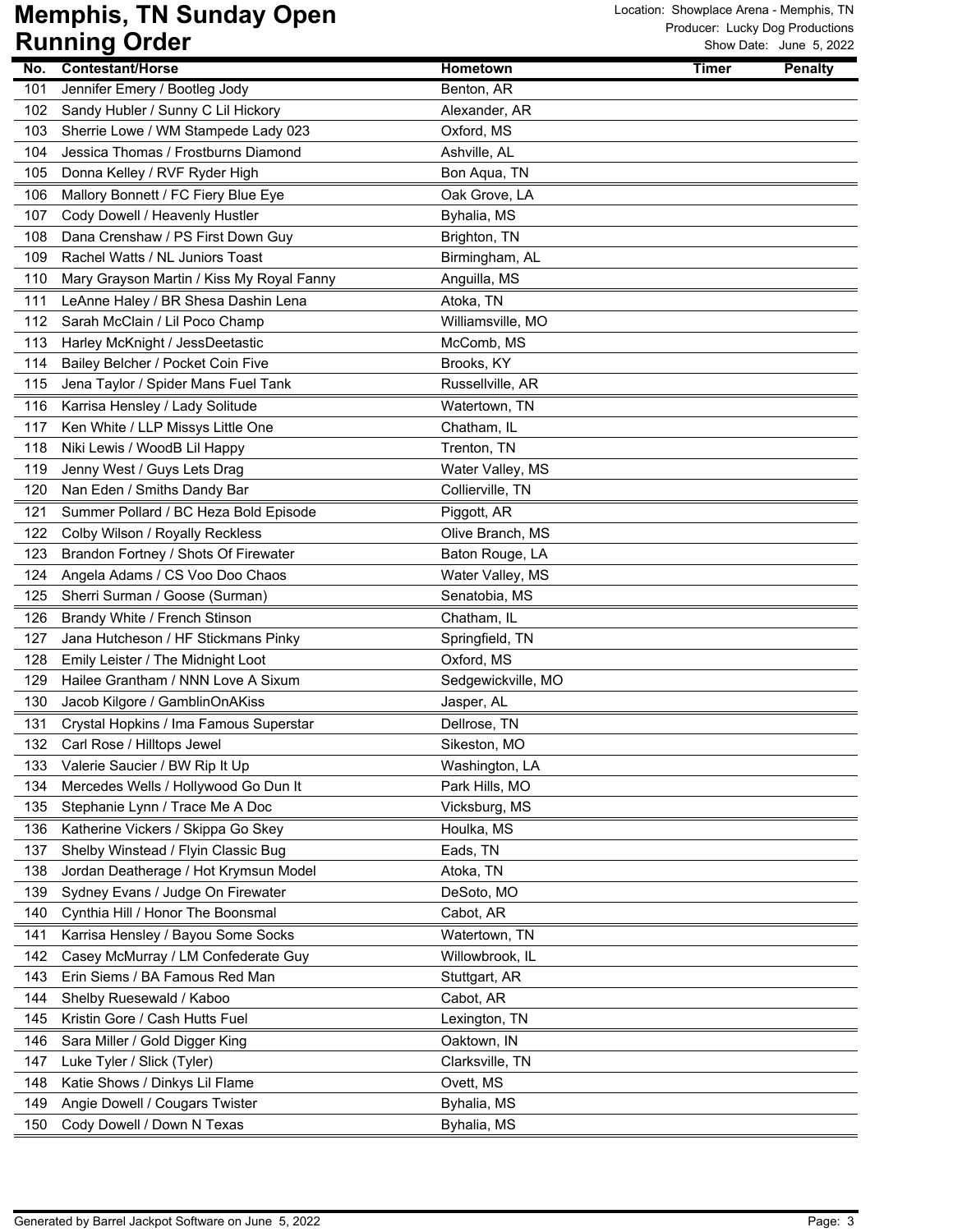# Memphis, TN Sunday Open Running Order

Location: Showplace Arena - Memphis, TN
Producer: Lucky Dog Productions
Show Date: June 5, 2022

| No. | Contestant/Horse | Hometown | Timer | Penalty |
|---|---|---|---|---|
| 101 | Jennifer Emery / Bootleg Jody | Benton, AR | | |
| 102 | Sandy Hubler / Sunny C Lil Hickory | Alexander, AR | | |
| 103 | Sherrie Lowe / WM Stampede Lady 023 | Oxford, MS | | |
| 104 | Jessica Thomas / Frostburns Diamond | Ashville, AL | | |
| 105 | Donna Kelley / RVF Ryder High | Bon Aqua, TN | | |
| 106 | Mallory Bonnett / FC Fiery Blue Eye | Oak Grove, LA | | |
| 107 | Cody Dowell / Heavenly Hustler | Byhalia, MS | | |
| 108 | Dana Crenshaw / PS First Down Guy | Brighton, TN | | |
| 109 | Rachel Watts / NL Juniors Toast | Birmingham, AL | | |
| 110 | Mary Grayson Martin / Kiss My Royal Fanny | Anguilla, MS | | |
| 111 | LeAnne Haley / BR Shesa Dashin Lena | Atoka, TN | | |
| 112 | Sarah McClain / Lil Poco Champ | Williamsville, MO | | |
| 113 | Harley McKnight / JessDeetastic | McComb, MS | | |
| 114 | Bailey Belcher / Pocket Coin Five | Brooks, KY | | |
| 115 | Jena Taylor / Spider Mans Fuel Tank | Russellville, AR | | |
| 116 | Karrisa Hensley / Lady Solitude | Watertown, TN | | |
| 117 | Ken White / LLP Missys Little One | Chatham, IL | | |
| 118 | Niki Lewis / WoodB Lil Happy | Trenton, TN | | |
| 119 | Jenny West / Guys Lets Drag | Water Valley, MS | | |
| 120 | Nan Eden / Smiths Dandy Bar | Collierville, TN | | |
| 121 | Summer Pollard / BC Heza Bold Episode | Piggott, AR | | |
| 122 | Colby Wilson / Royally Reckless | Olive Branch, MS | | |
| 123 | Brandon Fortney / Shots Of Firewater | Baton Rouge, LA | | |
| 124 | Angela Adams / CS Voo Doo Chaos | Water Valley, MS | | |
| 125 | Sherri Surman / Goose (Surman) | Senatobia, MS | | |
| 126 | Brandy White / French Stinson | Chatham, IL | | |
| 127 | Jana Hutcheson / HF Stickmans Pinky | Springfield, TN | | |
| 128 | Emily Leister / The Midnight Loot | Oxford, MS | | |
| 129 | Hailee Grantham / NNN Love A Sixum | Sedgewickville, MO | | |
| 130 | Jacob Kilgore / GamblinOnAKiss | Jasper, AL | | |
| 131 | Crystal Hopkins / Ima Famous Superstar | Dellrose, TN | | |
| 132 | Carl Rose / Hilltops Jewel | Sikeston, MO | | |
| 133 | Valerie Saucier / BW Rip It Up | Washington, LA | | |
| 134 | Mercedes Wells / Hollywood Go Dun It | Park Hills, MO | | |
| 135 | Stephanie Lynn / Trace Me A Doc | Vicksburg, MS | | |
| 136 | Katherine Vickers / Skippa Go Skey | Houlka, MS | | |
| 137 | Shelby Winstead / Flyin Classic Bug | Eads, TN | | |
| 138 | Jordan Deatherage / Hot Krymsun Model | Atoka, TN | | |
| 139 | Sydney Evans / Judge On Firewater | DeSoto, MO | | |
| 140 | Cynthia Hill / Honor The Boonsmal | Cabot, AR | | |
| 141 | Karrisa Hensley / Bayou Some Socks | Watertown, TN | | |
| 142 | Casey McMurray / LM Confederate Guy | Willowbrook, IL | | |
| 143 | Erin Siems / BA Famous Red Man | Stuttgart, AR | | |
| 144 | Shelby Ruesewald / Kaboo | Cabot, AR | | |
| 145 | Kristin Gore / Cash Hutts Fuel | Lexington, TN | | |
| 146 | Sara Miller / Gold Digger King | Oaktown, IN | | |
| 147 | Luke Tyler / Slick (Tyler) | Clarksville, TN | | |
| 148 | Katie Shows / Dinkys Lil Flame | Ovett, MS | | |
| 149 | Angie Dowell / Cougars Twister | Byhalia, MS | | |
| 150 | Cody Dowell / Down N Texas | Byhalia, MS | | |

Generated by Barrel Jackpot Software on June 5, 2022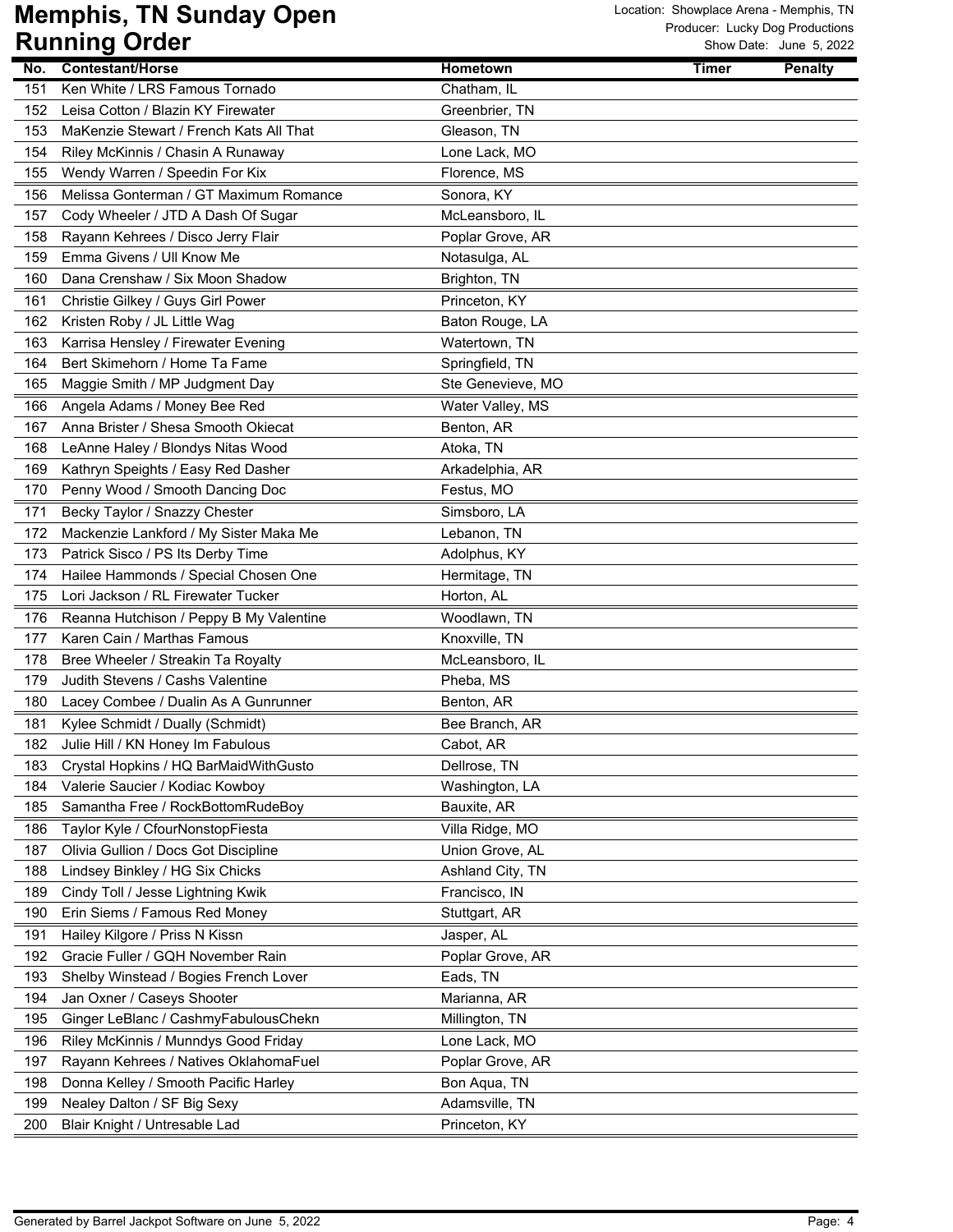# Memphis, TN Sunday Open
# Running Order

Location: Showplace Arena - Memphis, TN
Producer: Lucky Dog Productions
Show Date: June 5, 2022

| No. | Contestant/Horse | Hometown | Timer | Penalty |
|---|---|---|---|---|
| 151 | Ken White / LRS Famous Tornado | Chatham, IL | | |
| 152 | Leisa Cotton / Blazin KY Firewater | Greenbrier, TN | | |
| 153 | MaKenzie Stewart / French Kats All That | Gleason, TN | | |
| 154 | Riley McKinnis / Chasin A Runaway | Lone Lack, MO | | |
| 155 | Wendy Warren / Speedin For Kix | Florence, MS | | |
| 156 | Melissa Gonterman / GT Maximum Romance | Sonora, KY | | |
| 157 | Cody Wheeler / JTD A Dash Of Sugar | McLeansboro, IL | | |
| 158 | Rayann Kehrees / Disco Jerry Flair | Poplar Grove, AR | | |
| 159 | Emma Givens / Ull Know Me | Notasulga, AL | | |
| 160 | Dana Crenshaw / Six Moon Shadow | Brighton, TN | | |
| 161 | Christie Gilkey / Guys Girl Power | Princeton, KY | | |
| 162 | Kristen Roby / JL Little Wag | Baton Rouge, LA | | |
| 163 | Karrisa Hensley / Firewater Evening | Watertown, TN | | |
| 164 | Bert Skimehorn / Home Ta Fame | Springfield, TN | | |
| 165 | Maggie Smith / MP Judgment Day | Ste Genevieve, MO | | |
| 166 | Angela Adams / Money Bee Red | Water Valley, MS | | |
| 167 | Anna Brister / Shesa Smooth Okiecat | Benton, AR | | |
| 168 | LeAnne Haley / Blondys Nitas Wood | Atoka, TN | | |
| 169 | Kathryn Speights / Easy Red Dasher | Arkadelphia, AR | | |
| 170 | Penny Wood / Smooth Dancing Doc | Festus, MO | | |
| 171 | Becky Taylor / Snazzy Chester | Simsboro, LA | | |
| 172 | Mackenzie Lankford / My Sister Maka Me | Lebanon, TN | | |
| 173 | Patrick Sisco / PS Its Derby Time | Adolphus, KY | | |
| 174 | Hailee Hammonds / Special Chosen One | Hermitage, TN | | |
| 175 | Lori Jackson / RL Firewater Tucker | Horton, AL | | |
| 176 | Reanna Hutchison / Peppy B My Valentine | Woodlawn, TN | | |
| 177 | Karen Cain / Marthas Famous | Knoxville, TN | | |
| 178 | Bree Wheeler / Streakin Ta Royalty | McLeansboro, IL | | |
| 179 | Judith Stevens / Cashs Valentine | Pheba, MS | | |
| 180 | Lacey Combee / Dualin As A Gunrunner | Benton, AR | | |
| 181 | Kylee Schmidt / Dually (Schmidt) | Bee Branch, AR | | |
| 182 | Julie Hill / KN Honey Im Fabulous | Cabot, AR | | |
| 183 | Crystal Hopkins / HQ BarMaidWithGusto | Dellrose, TN | | |
| 184 | Valerie Saucier / Kodiac Kowboy | Washington, LA | | |
| 185 | Samantha Free / RockBottomRudeBoy | Bauxite, AR | | |
| 186 | Taylor Kyle / CfourNonstopFiesta | Villa Ridge, MO | | |
| 187 | Olivia Gullion / Docs Got Discipline | Union Grove, AL | | |
| 188 | Lindsey Binkley / HG Six Chicks | Ashland City, TN | | |
| 189 | Cindy Toll / Jesse Lightning Kwik | Francisco, IN | | |
| 190 | Erin Siems / Famous Red Money | Stuttgart, AR | | |
| 191 | Hailey Kilgore / Priss N Kissn | Jasper, AL | | |
| 192 | Gracie Fuller / GQH November Rain | Poplar Grove, AR | | |
| 193 | Shelby Winstead / Bogies French Lover | Eads, TN | | |
| 194 | Jan Oxner / Caseys Shooter | Marianna, AR | | |
| 195 | Ginger LeBlanc / CashmyFabulousChekn | Millington, TN | | |
| 196 | Riley McKinnis / Munndys Good Friday | Lone Lack, MO | | |
| 197 | Rayann Kehrees / Natives OklahomaFuel | Poplar Grove, AR | | |
| 198 | Donna Kelley / Smooth Pacific Harley | Bon Aqua, TN | | |
| 199 | Nealey Dalton / SF Big Sexy | Adamsville, TN | | |
| 200 | Blair Knight / Untresable Lad | Princeton, KY | | |

Generated by Barrel Jackpot Software on June 5, 2022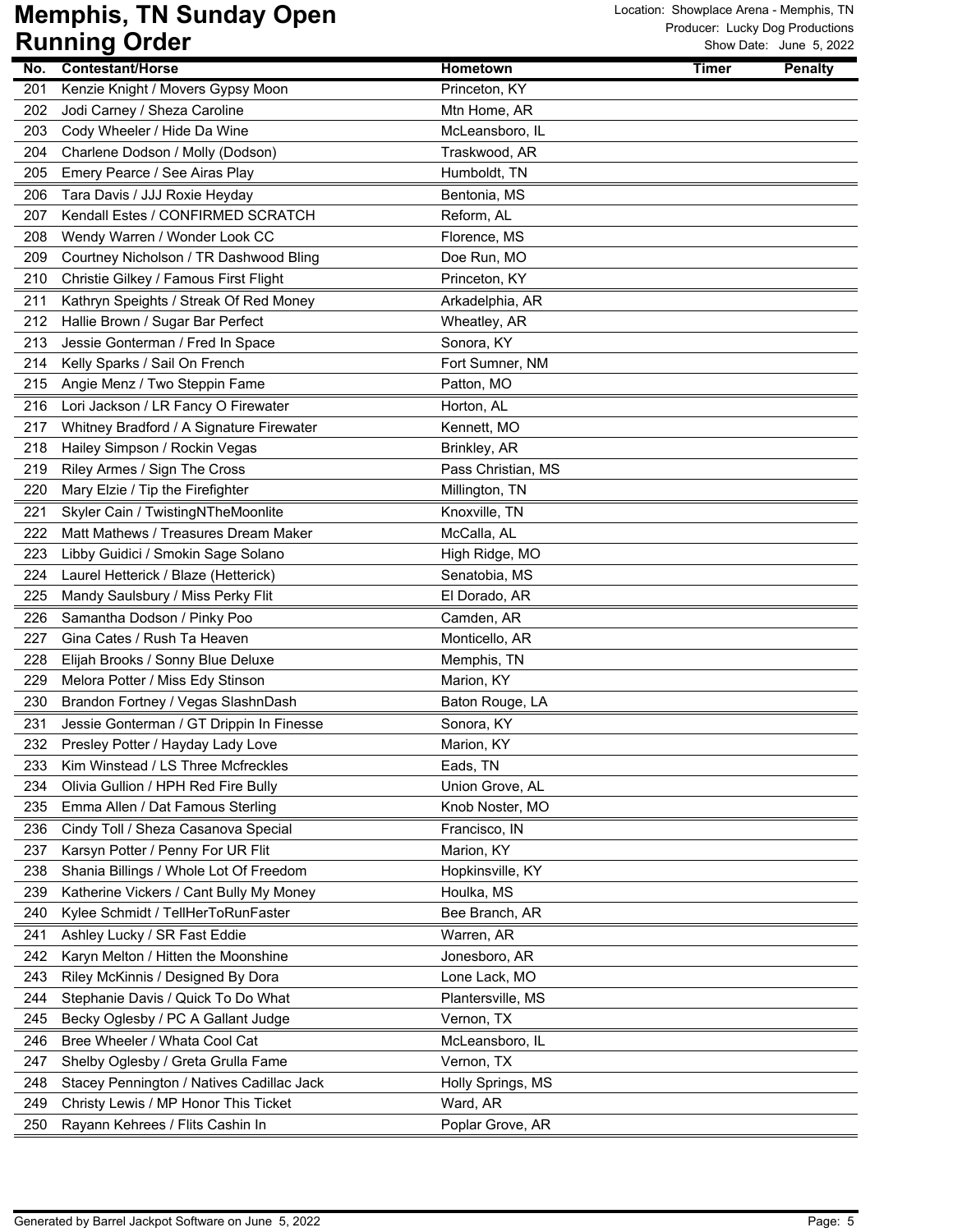# Memphis, TN Sunday Open
## Running Order

Location: Showplace Arena - Memphis, TN
Producer: Lucky Dog Productions
Show Date: June 5, 2022

| No. | Contestant/Horse | Hometown | Timer | Penalty |
|---|---|---|---|---|
| 201 | Kenzie Knight / Movers Gypsy Moon | Princeton, KY | | |
| 202 | Jodi Carney / Sheza Caroline | Mtn Home, AR | | |
| 203 | Cody Wheeler / Hide Da Wine | McLeansboro, IL | | |
| 204 | Charlene Dodson / Molly (Dodson) | Traskwood, AR | | |
| 205 | Emery Pearce / See Airas Play | Humboldt, TN | | |
| 206 | Tara Davis / JJJ Roxie Heyday | Bentonia, MS | | |
| 207 | Kendall Estes / CONFIRMED SCRATCH | Reform, AL | | |
| 208 | Wendy Warren / Wonder Look CC | Florence, MS | | |
| 209 | Courtney Nicholson / TR Dashwood Bling | Doe Run, MO | | |
| 210 | Christie Gilkey / Famous First Flight | Princeton, KY | | |
| 211 | Kathryn Speights / Streak Of Red Money | Arkadelphia, AR | | |
| 212 | Hallie Brown / Sugar Bar Perfect | Wheatley, AR | | |
| 213 | Jessie Gonterman / Fred In Space | Sonora, KY | | |
| 214 | Kelly Sparks / Sail On French | Fort Sumner, NM | | |
| 215 | Angie Menz / Two Steppin Fame | Patton, MO | | |
| 216 | Lori Jackson / LR Fancy O Firewater | Horton, AL | | |
| 217 | Whitney Bradford / A Signature Firewater | Kennett, MO | | |
| 218 | Hailey Simpson / Rockin Vegas | Brinkley, AR | | |
| 219 | Riley Armes / Sign The Cross | Pass Christian, MS | | |
| 220 | Mary Elzie / Tip the Firefighter | Millington, TN | | |
| 221 | Skyler Cain / TwistingNTheMoonlite | Knoxville, TN | | |
| 222 | Matt Mathews / Treasures Dream Maker | McCalla, AL | | |
| 223 | Libby Guidici / Smokin Sage Solano | High Ridge, MO | | |
| 224 | Laurel Hetterick / Blaze (Hetterick) | Senatobia, MS | | |
| 225 | Mandy Saulsbury / Miss Perky Flit | El Dorado, AR | | |
| 226 | Samantha Dodson / Pinky Poo | Camden, AR | | |
| 227 | Gina Cates / Rush Ta Heaven | Monticello, AR | | |
| 228 | Elijah Brooks / Sonny Blue Deluxe | Memphis, TN | | |
| 229 | Melora Potter / Miss Edy Stinson | Marion, KY | | |
| 230 | Brandon Fortney / Vegas SlashnDash | Baton Rouge, LA | | |
| 231 | Jessie Gonterman / GT Drippin In Finesse | Sonora, KY | | |
| 232 | Presley Potter / Hayday Lady Love | Marion, KY | | |
| 233 | Kim Winstead / LS Three Mcfreckles | Eads, TN | | |
| 234 | Olivia Gullion / HPH Red Fire Bully | Union Grove, AL | | |
| 235 | Emma Allen / Dat Famous Sterling | Knob Noster, MO | | |
| 236 | Cindy Toll / Sheza Casanova Special | Francisco, IN | | |
| 237 | Karsyn Potter / Penny For UR Flit | Marion, KY | | |
| 238 | Shania Billings / Whole Lot Of Freedom | Hopkinsville, KY | | |
| 239 | Katherine Vickers / Cant Bully My Money | Houlka, MS | | |
| 240 | Kylee Schmidt / TellHerToRunFaster | Bee Branch, AR | | |
| 241 | Ashley Lucky / SR Fast Eddie | Warren, AR | | |
| 242 | Karyn Melton / Hitten the Moonshine | Jonesboro, AR | | |
| 243 | Riley McKinnis / Designed By Dora | Lone Lack, MO | | |
| 244 | Stephanie Davis / Quick To Do What | Plantersville, MS | | |
| 245 | Becky Oglesby / PC A Gallant Judge | Vernon, TX | | |
| 246 | Bree Wheeler / Whata Cool Cat | McLeansboro, IL | | |
| 247 | Shelby Oglesby / Greta Grulla Fame | Vernon, TX | | |
| 248 | Stacey Pennington / Natives Cadillac Jack | Holly Springs, MS | | |
| 249 | Christy Lewis / MP Honor This Ticket | Ward, AR | | |
| 250 | Rayann Kehrees / Flits Cashin In | Poplar Grove, AR | | |

Generated by Barrel Jackpot Software on June 5, 2022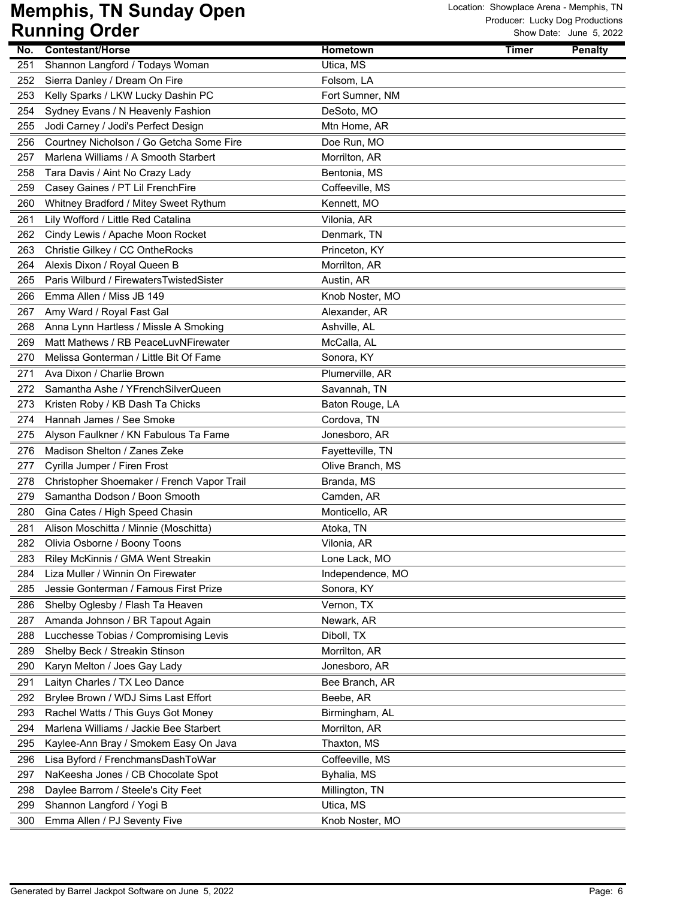# Memphis, TN Sunday Open Running Order

Location: Showplace Arena - Memphis, TN
Producer: Lucky Dog Productions
Show Date: June 5, 2022

| No. | Contestant/Horse | Hometown | Timer | Penalty |
|---|---|---|---|---|
| 251 | Shannon Langford / Todays Woman | Utica, MS | | |
| 252 | Sierra Danley / Dream On Fire | Folsom, LA | | |
| 253 | Kelly Sparks / LKW Lucky Dashin PC | Fort Sumner, NM | | |
| 254 | Sydney Evans / N Heavenly Fashion | DeSoto, MO | | |
| 255 | Jodi Carney / Jodi's Perfect Design | Mtn Home, AR | | |
| 256 | Courtney Nicholson / Go Getcha Some Fire | Doe Run, MO | | |
| 257 | Marlena Williams / A Smooth Starbert | Morrilton, AR | | |
| 258 | Tara Davis / Aint No Crazy Lady | Bentonia, MS | | |
| 259 | Casey Gaines / PT Lil FrenchFire | Coffeeville, MS | | |
| 260 | Whitney Bradford / Mitey Sweet Rythum | Kennett, MO | | |
| 261 | Lily Wofford / Little Red Catalina | Vilonia, AR | | |
| 262 | Cindy Lewis / Apache Moon Rocket | Denmark, TN | | |
| 263 | Christie Gilkey / CC OntheRocks | Princeton, KY | | |
| 264 | Alexis Dixon / Royal Queen B | Morrilton, AR | | |
| 265 | Paris Wilburd / FirewatersTwistedSister | Austin, AR | | |
| 266 | Emma Allen / Miss JB 149 | Knob Noster, MO | | |
| 267 | Amy Ward / Royal Fast Gal | Alexander, AR | | |
| 268 | Anna Lynn Hartless / Missle A Smoking | Ashville, AL | | |
| 269 | Matt Mathews / RB PeaceLuvNFirewater | McCalla, AL | | |
| 270 | Melissa Gonterman / Little Bit Of Fame | Sonora, KY | | |
| 271 | Ava Dixon / Charlie Brown | Plumerville, AR | | |
| 272 | Samantha Ashe / YFrenchSilverQueen | Savannah, TN | | |
| 273 | Kristen Roby / KB Dash Ta Chicks | Baton Rouge, LA | | |
| 274 | Hannah James / See Smoke | Cordova, TN | | |
| 275 | Alyson Faulkner / KN Fabulous Ta Fame | Jonesboro, AR | | |
| 276 | Madison Shelton / Zanes Zeke | Fayetteville, TN | | |
| 277 | Cyrilla Jumper / Firen Frost | Olive Branch, MS | | |
| 278 | Christopher Shoemaker / French Vapor Trail | Branda, MS | | |
| 279 | Samantha Dodson / Boon Smooth | Camden, AR | | |
| 280 | Gina Cates / High Speed Chasin | Monticello, AR | | |
| 281 | Alison Moschitta / Minnie (Moschitta) | Atoka, TN | | |
| 282 | Olivia Osborne / Boony Toons | Vilonia, AR | | |
| 283 | Riley McKinnis / GMA Went Streakin | Lone Lack, MO | | |
| 284 | Liza Muller / Winnin On Firewater | Independence, MO | | |
| 285 | Jessie Gonterman / Famous First Prize | Sonora, KY | | |
| 286 | Shelby Oglesby / Flash Ta Heaven | Vernon, TX | | |
| 287 | Amanda Johnson / BR Tapout Again | Newark, AR | | |
| 288 | Lucchesse Tobias / Compromising Levis | Diboll, TX | | |
| 289 | Shelby Beck / Streakin Stinson | Morrilton, AR | | |
| 290 | Karyn Melton / Joes Gay Lady | Jonesboro, AR | | |
| 291 | Laityn Charles / TX Leo Dance | Bee Branch, AR | | |
| 292 | Brylee Brown / WDJ Sims Last Effort | Beebe, AR | | |
| 293 | Rachel Watts / This Guys Got Money | Birmingham, AL | | |
| 294 | Marlena Williams / Jackie Bee Starbert | Morrilton, AR | | |
| 295 | Kaylee-Ann Bray / Smokem Easy On Java | Thaxton, MS | | |
| 296 | Lisa Byford / FrenchmansDashToWar | Coffeeville, MS | | |
| 297 | NaKeesha Jones / CB Chocolate Spot | Byhalia, MS | | |
| 298 | Daylee Barrom / Steele's City Feet | Millington, TN | | |
| 299 | Shannon Langford / Yogi B | Utica, MS | | |
| 300 | Emma Allen / PJ Seventy Five | Knob Noster, MO | | |

Generated by Barrel Jackpot Software on June 5, 2022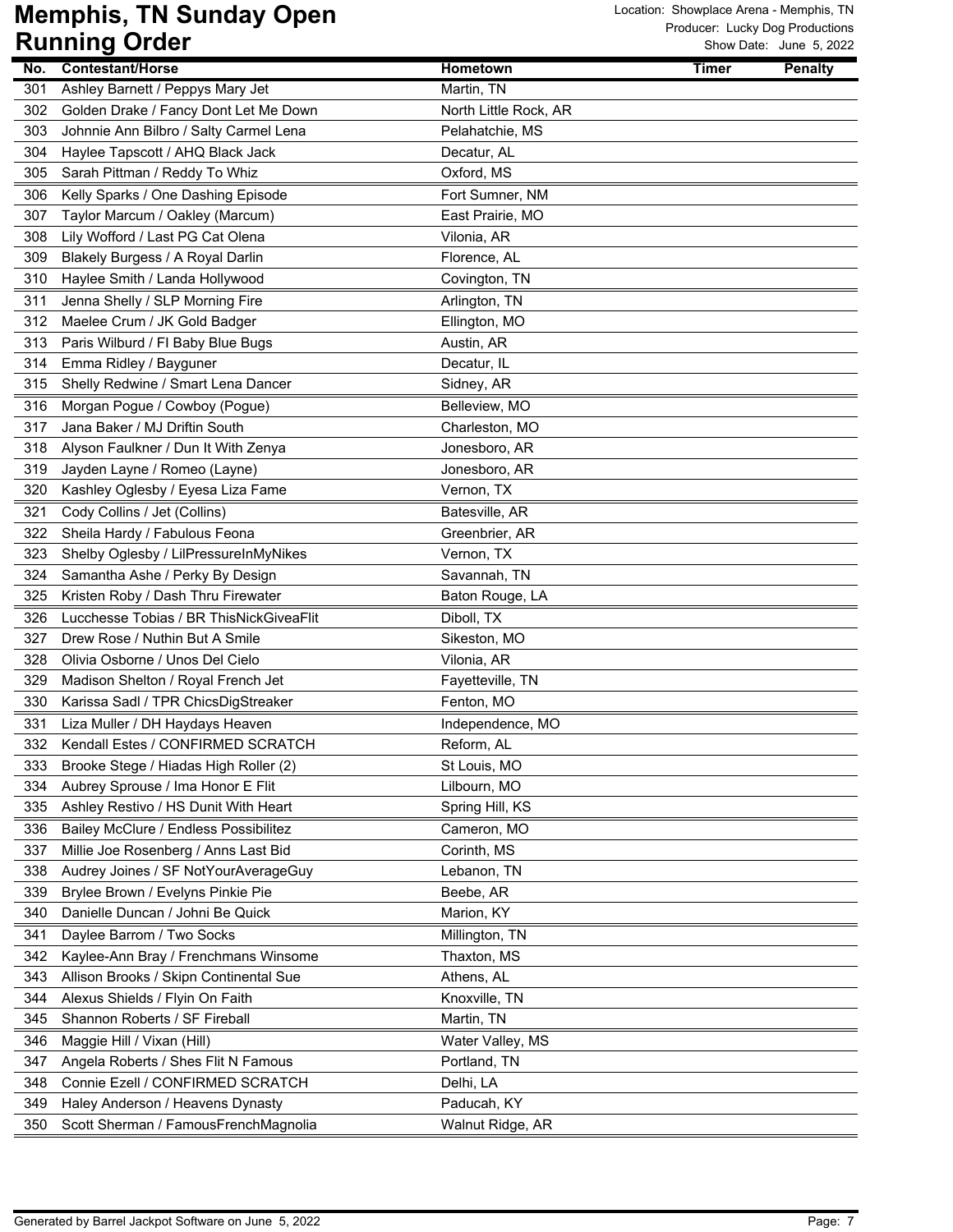# Memphis, TN Sunday Open
# Running Order

Location: Showplace Arena - Memphis, TN
Producer: Lucky Dog Productions
Show Date: June 5, 2022

| No. | Contestant/Horse | Hometown | Timer | Penalty |
|---|---|---|---|---|
| 301 | Ashley Barnett / Peppys Mary Jet | Martin, TN | | |
| 302 | Golden Drake / Fancy Dont Let Me Down | North Little Rock, AR | | |
| 303 | Johnnie Ann Bilbro / Salty Carmel Lena | Pelahatchie, MS | | |
| 304 | Haylee Tapscott / AHQ Black Jack | Decatur, AL | | |
| 305 | Sarah Pittman / Reddy To Whiz | Oxford, MS | | |
| 306 | Kelly Sparks / One Dashing Episode | Fort Sumner, NM | | |
| 307 | Taylor Marcum / Oakley (Marcum) | East Prairie, MO | | |
| 308 | Lily Wofford / Last PG Cat Olena | Vilonia, AR | | |
| 309 | Blakely Burgess / A Royal Darlin | Florence, AL | | |
| 310 | Haylee Smith / Landa Hollywood | Covington, TN | | |
| 311 | Jenna Shelly / SLP Morning Fire | Arlington, TN | | |
| 312 | Maelee Crum / JK Gold Badger | Ellington, MO | | |
| 313 | Paris Wilburd / FI Baby Blue Bugs | Austin, AR | | |
| 314 | Emma Ridley / Bayguner | Decatur, IL | | |
| 315 | Shelly Redwine / Smart Lena Dancer | Sidney, AR | | |
| 316 | Morgan Pogue / Cowboy (Pogue) | Belleview, MO | | |
| 317 | Jana Baker / MJ Driftin South | Charleston, MO | | |
| 318 | Alyson Faulkner / Dun It With Zenya | Jonesboro, AR | | |
| 319 | Jayden Layne / Romeo (Layne) | Jonesboro, AR | | |
| 320 | Kashley Oglesby / Eyesa Liza Fame | Vernon, TX | | |
| 321 | Cody Collins / Jet (Collins) | Batesville, AR | | |
| 322 | Sheila Hardy / Fabulous Feona | Greenbrier, AR | | |
| 323 | Shelby Oglesby / LilPressureInMyNikes | Vernon, TX | | |
| 324 | Samantha Ashe / Perky By Design | Savannah, TN | | |
| 325 | Kristen Roby / Dash Thru Firewater | Baton Rouge, LA | | |
| 326 | Lucchesse Tobias / BR ThisNickGiveaFlit | Diboll, TX | | |
| 327 | Drew Rose / Nuthin But A Smile | Sikeston, MO | | |
| 328 | Olivia Osborne / Unos Del Cielo | Vilonia, AR | | |
| 329 | Madison Shelton / Royal French Jet | Fayetteville, TN | | |
| 330 | Karissa Sadl / TPR ChicsDigStreaker | Fenton, MO | | |
| 331 | Liza Muller / DH Haydays Heaven | Independence, MO | | |
| 332 | Kendall Estes / CONFIRMED SCRATCH | Reform, AL | | |
| 333 | Brooke Stege / Hiadas High Roller (2) | St Louis, MO | | |
| 334 | Aubrey Sprouse / Ima Honor E Flit | Lilbourn, MO | | |
| 335 | Ashley Restivo / HS Dunit With Heart | Spring Hill, KS | | |
| 336 | Bailey McClure / Endless Possibilitez | Cameron, MO | | |
| 337 | Millie Joe Rosenberg / Anns Last Bid | Corinth, MS | | |
| 338 | Audrey Joines / SF NotYourAverageGuy | Lebanon, TN | | |
| 339 | Brylee Brown / Evelyns Pinkie Pie | Beebe, AR | | |
| 340 | Danielle Duncan / Johni Be Quick | Marion, KY | | |
| 341 | Daylee Barrom / Two Socks | Millington, TN | | |
| 342 | Kaylee-Ann Bray / Frenchmans Winsome | Thaxton, MS | | |
| 343 | Allison Brooks / Skipn Continental Sue | Athens, AL | | |
| 344 | Alexus Shields / Flyin On Faith | Knoxville, TN | | |
| 345 | Shannon Roberts / SF Fireball | Martin, TN | | |
| 346 | Maggie Hill / Vixan (Hill) | Water Valley, MS | | |
| 347 | Angela Roberts / Shes Flit N Famous | Portland, TN | | |
| 348 | Connie Ezell / CONFIRMED SCRATCH | Delhi, LA | | |
| 349 | Haley Anderson / Heavens Dynasty | Paducah, KY | | |
| 350 | Scott Sherman / FamousFrenchMagnolia | Walnut Ridge, AR | | |

Generated by Barrel Jackpot Software on June 5, 2022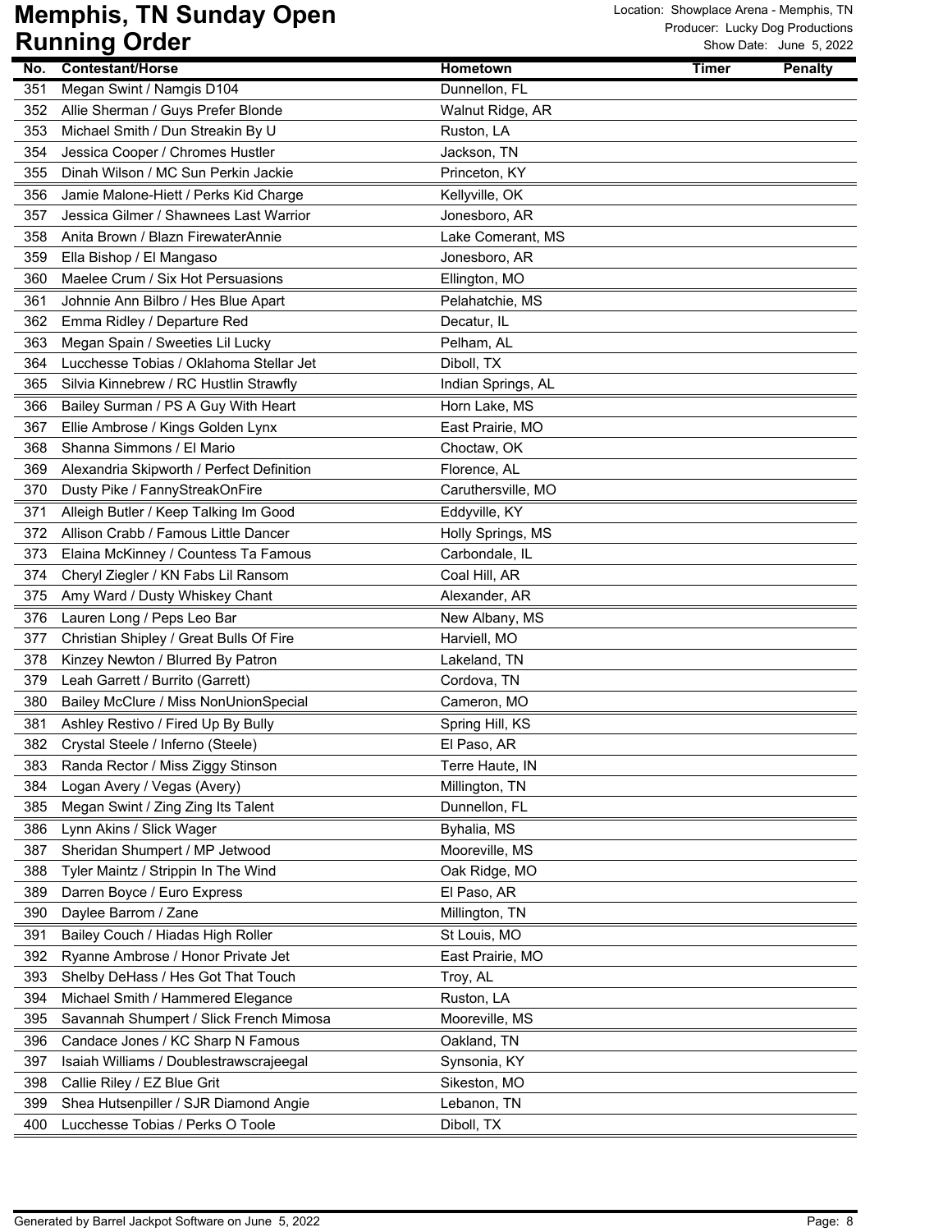# Memphis, TN Sunday Open Running Order

Location: Showplace Arena - Memphis, TN
Producer: Lucky Dog Productions
Show Date: June 5, 2022

| No. | Contestant/Horse | Hometown | Timer | Penalty |
|---|---|---|---|---|
| 351 | Megan Swint / Namgis D104 | Dunnellon, FL | | |
| 352 | Allie Sherman / Guys Prefer Blonde | Walnut Ridge, AR | | |
| 353 | Michael Smith / Dun Streakin By U | Ruston, LA | | |
| 354 | Jessica Cooper / Chromes Hustler | Jackson, TN | | |
| 355 | Dinah Wilson / MC Sun Perkin Jackie | Princeton, KY | | |
| 356 | Jamie Malone-Hiett / Perks Kid Charge | Kellyville, OK | | |
| 357 | Jessica Gilmer / Shawnees Last Warrior | Jonesboro, AR | | |
| 358 | Anita Brown / Blazn FirewaterAnnie | Lake Comerant, MS | | |
| 359 | Ella Bishop / El Mangaso | Jonesboro, AR | | |
| 360 | Maelee Crum / Six Hot Persuasions | Ellington, MO | | |
| 361 | Johnnie Ann Bilbro / Hes Blue Apart | Pelahatchie, MS | | |
| 362 | Emma Ridley / Departure Red | Decatur, IL | | |
| 363 | Megan Spain / Sweeties Lil Lucky | Pelham, AL | | |
| 364 | Lucchesse Tobias / Oklahoma Stellar Jet | Diboll, TX | | |
| 365 | Silvia Kinnebrew / RC Hustlin Strawfly | Indian Springs, AL | | |
| 366 | Bailey Surman / PS A Guy With Heart | Horn Lake, MS | | |
| 367 | Ellie Ambrose / Kings Golden Lynx | East Prairie, MO | | |
| 368 | Shanna Simmons / El Mario | Choctaw, OK | | |
| 369 | Alexandria Skipworth / Perfect Definition | Florence, AL | | |
| 370 | Dusty Pike / FannyStreakOnFire | Caruthersville, MO | | |
| 371 | Alleigh Butler / Keep Talking Im Good | Eddyville, KY | | |
| 372 | Allison Crabb / Famous Little Dancer | Holly Springs, MS | | |
| 373 | Elaina McKinney / Countess Ta Famous | Carbondale, IL | | |
| 374 | Cheryl Ziegler / KN Fabs Lil Ransom | Coal Hill, AR | | |
| 375 | Amy Ward / Dusty Whiskey Chant | Alexander, AR | | |
| 376 | Lauren Long / Peps Leo Bar | New Albany, MS | | |
| 377 | Christian Shipley / Great Bulls Of Fire | Harviell, MO | | |
| 378 | Kinzey Newton / Blurred By Patron | Lakeland, TN | | |
| 379 | Leah Garrett / Burrito (Garrett) | Cordova, TN | | |
| 380 | Bailey McClure / Miss NonUnionSpecial | Cameron, MO | | |
| 381 | Ashley Restivo / Fired Up By Bully | Spring Hill, KS | | |
| 382 | Crystal Steele / Inferno (Steele) | El Paso, AR | | |
| 383 | Randa Rector / Miss Ziggy Stinson | Terre Haute, IN | | |
| 384 | Logan Avery / Vegas (Avery) | Millington, TN | | |
| 385 | Megan Swint / Zing Zing Its Talent | Dunnellon, FL | | |
| 386 | Lynn Akins / Slick Wager | Byhalia, MS | | |
| 387 | Sheridan Shumpert / MP Jetwood | Mooreville, MS | | |
| 388 | Tyler Maintz / Strippin In The Wind | Oak Ridge, MO | | |
| 389 | Darren Boyce / Euro Express | El Paso, AR | | |
| 390 | Daylee Barrom / Zane | Millington, TN | | |
| 391 | Bailey Couch / Hiadas High Roller | St Louis, MO | | |
| 392 | Ryanne Ambrose / Honor Private Jet | East Prairie, MO | | |
| 393 | Shelby DeHass / Hes Got That Touch | Troy, AL | | |
| 394 | Michael Smith / Hammered Elegance | Ruston, LA | | |
| 395 | Savannah Shumpert / Slick French Mimosa | Mooreville, MS | | |
| 396 | Candace Jones / KC Sharp N Famous | Oakland, TN | | |
| 397 | Isaiah Williams / Doublestrawscrajeegal | Synsonia, KY | | |
| 398 | Callie Riley / EZ Blue Grit | Sikeston, MO | | |
| 399 | Shea Hutsenpiller / SJR Diamond Angie | Lebanon, TN | | |
| 400 | Lucchesse Tobias / Perks O Toole | Diboll, TX | | |

Generated by Barrel Jackpot Software on June 5, 2022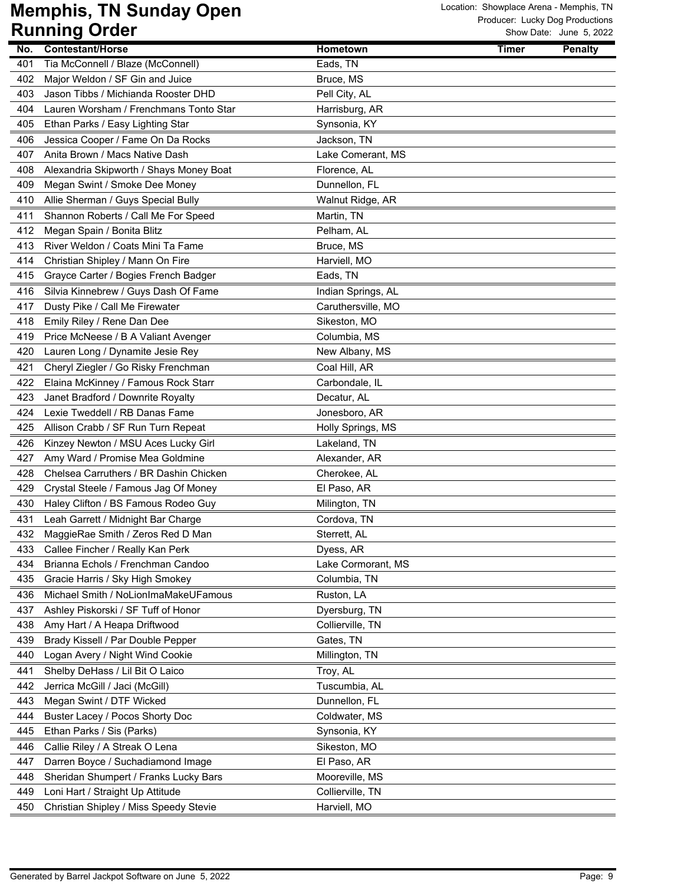# Memphis, TN Sunday Open
## Running Order

Location: Showplace Arena - Memphis, TN
Producer: Lucky Dog Productions
Show Date: June 5, 2022

| No. | Contestant/Horse | Hometown | Timer | Penalty |
|---|---|---|---|---|
| 401 | Tia McConnell / Blaze (McConnell) | Eads, TN | | |
| 402 | Major Weldon / SF Gin and Juice | Bruce, MS | | |
| 403 | Jason Tibbs / Michianda Rooster DHD | Pell City, AL | | |
| 404 | Lauren Worsham / Frenchmans Tonto Star | Harrisburg, AR | | |
| 405 | Ethan Parks / Easy Lighting Star | Synsonia, KY | | |
| 406 | Jessica Cooper / Fame On Da Rocks | Jackson, TN | | |
| 407 | Anita Brown / Macs Native Dash | Lake Comerant, MS | | |
| 408 | Alexandria Skipworth / Shays Money Boat | Florence, AL | | |
| 409 | Megan Swint / Smoke Dee Money | Dunnellon, FL | | |
| 410 | Allie Sherman / Guys Special Bully | Walnut Ridge, AR | | |
| 411 | Shannon Roberts / Call Me For Speed | Martin, TN | | |
| 412 | Megan Spain / Bonita Blitz | Pelham, AL | | |
| 413 | River Weldon / Coats Mini Ta Fame | Bruce, MS | | |
| 414 | Christian Shipley / Mann On Fire | Harviell, MO | | |
| 415 | Grayce Carter / Bogies French Badger | Eads, TN | | |
| 416 | Silvia Kinnebrew / Guys Dash Of Fame | Indian Springs, AL | | |
| 417 | Dusty Pike / Call Me Firewater | Caruthersville, MO | | |
| 418 | Emily Riley / Rene Dan Dee | Sikeston, MO | | |
| 419 | Price McNeese / B A Valiant Avenger | Columbia, MS | | |
| 420 | Lauren Long / Dynamite Jesie Rey | New Albany, MS | | |
| 421 | Cheryl Ziegler / Go Risky Frenchman | Coal Hill, AR | | |
| 422 | Elaina McKinney / Famous Rock Starr | Carbondale, IL | | |
| 423 | Janet Bradford / Downrite Royalty | Decatur, AL | | |
| 424 | Lexie Tweddell / RB Danas Fame | Jonesboro, AR | | |
| 425 | Allison Crabb / SF Run Turn Repeat | Holly Springs, MS | | |
| 426 | Kinzey Newton / MSU Aces Lucky Girl | Lakeland, TN | | |
| 427 | Amy Ward / Promise Mea Goldmine | Alexander, AR | | |
| 428 | Chelsea Carruthers / BR Dashin Chicken | Cherokee, AL | | |
| 429 | Crystal Steele / Famous Jag Of Money | El Paso, AR | | |
| 430 | Haley Clifton / BS Famous Rodeo Guy | Milington, TN | | |
| 431 | Leah Garrett / Midnight Bar Charge | Cordova, TN | | |
| 432 | MaggieRae Smith / Zeros Red D Man | Sterrett, AL | | |
| 433 | Callee Fincher / Really Kan Perk | Dyess, AR | | |
| 434 | Brianna Echols / Frenchman Candoo | Lake Cormorant, MS | | |
| 435 | Gracie Harris / Sky High Smokey | Columbia, TN | | |
| 436 | Michael Smith / NoLionImaMakeUFamous | Ruston, LA | | |
| 437 | Ashley Piskorski / SF Tuff of Honor | Dyersburg, TN | | |
| 438 | Amy Hart / A Heapa Driftwood | Collierville, TN | | |
| 439 | Brady Kissell / Par Double Pepper | Gates, TN | | |
| 440 | Logan Avery / Night Wind Cookie | Millington, TN | | |
| 441 | Shelby DeHass / Lil Bit O Laico | Troy, AL | | |
| 442 | Jerrica McGill / Jaci (McGill) | Tuscumbia, AL | | |
| 443 | Megan Swint / DTF Wicked | Dunnellon, FL | | |
| 444 | Buster Lacey / Pocos Shorty Doc | Coldwater, MS | | |
| 445 | Ethan Parks / Sis (Parks) | Synsonia, KY | | |
| 446 | Callie Riley / A Streak O Lena | Sikeston, MO | | |
| 447 | Darren Boyce / Suchadiamond Image | El Paso, AR | | |
| 448 | Sheridan Shumpert / Franks Lucky Bars | Mooreville, MS | | |
| 449 | Loni Hart / Straight Up Attitude | Collierville, TN | | |
| 450 | Christian Shipley / Miss Speedy Stevie | Harviell, MO | | |

Generated by Barrel Jackpot Software on June 5, 2022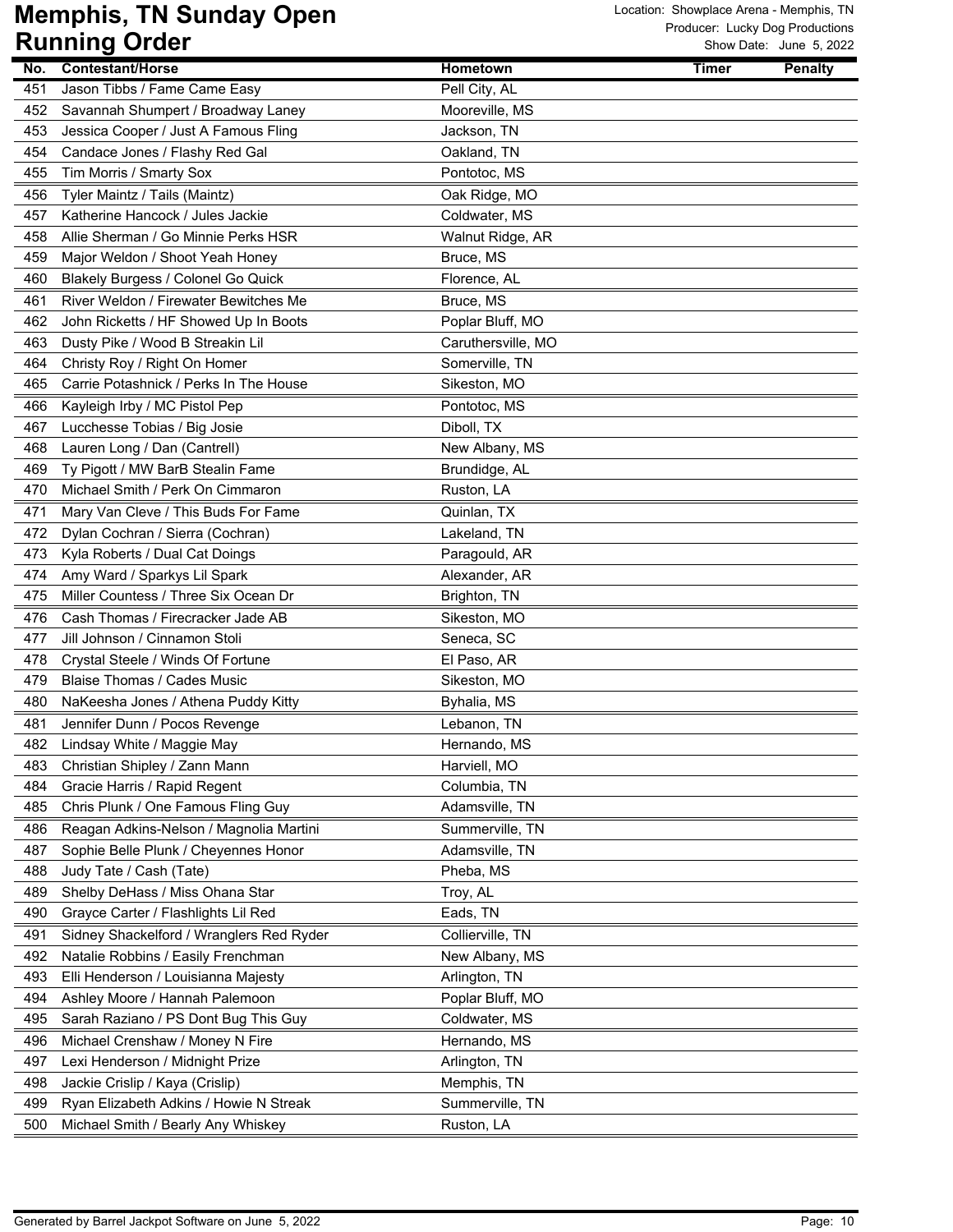# Memphis, TN Sunday Open
# Running Order

Location: Showplace Arena - Memphis, TN
Producer: Lucky Dog Productions
Show Date: June 5, 2022

| No. | Contestant/Horse | Hometown | Timer | Penalty |
|---|---|---|---|---|
| 451 | Jason Tibbs / Fame Came Easy | Pell City, AL | | |
| 452 | Savannah Shumpert / Broadway Laney | Mooreville, MS | | |
| 453 | Jessica Cooper / Just A Famous Fling | Jackson, TN | | |
| 454 | Candace Jones / Flashy Red Gal | Oakland, TN | | |
| 455 | Tim Morris / Smarty Sox | Pontotoc, MS | | |
| 456 | Tyler Maintz / Tails (Maintz) | Oak Ridge, MO | | |
| 457 | Katherine Hancock / Jules Jackie | Coldwater, MS | | |
| 458 | Allie Sherman / Go Minnie Perks HSR | Walnut Ridge, AR | | |
| 459 | Major Weldon / Shoot Yeah Honey | Bruce, MS | | |
| 460 | Blakely Burgess / Colonel Go Quick | Florence, AL | | |
| 461 | River Weldon / Firewater Bewitches Me | Bruce, MS | | |
| 462 | John Ricketts / HF Showed Up In Boots | Poplar Bluff, MO | | |
| 463 | Dusty Pike / Wood B Streakin Lil | Caruthersville, MO | | |
| 464 | Christy Roy / Right On Homer | Somerville, TN | | |
| 465 | Carrie Potashnick / Perks In The House | Sikeston, MO | | |
| 466 | Kayleigh Irby / MC Pistol Pep | Pontotoc, MS | | |
| 467 | Lucchesse Tobias / Big Josie | Diboll, TX | | |
| 468 | Lauren Long / Dan (Cantrell) | New Albany, MS | | |
| 469 | Ty Pigott / MW BarB Stealin Fame | Brundidge, AL | | |
| 470 | Michael Smith / Perk On Cimmaron | Ruston, LA | | |
| 471 | Mary Van Cleve / This Buds For Fame | Quinlan, TX | | |
| 472 | Dylan Cochran / Sierra (Cochran) | Lakeland, TN | | |
| 473 | Kyla Roberts / Dual Cat Doings | Paragould, AR | | |
| 474 | Amy Ward / Sparkys Lil Spark | Alexander, AR | | |
| 475 | Miller Countess / Three Six Ocean Dr | Brighton, TN | | |
| 476 | Cash Thomas / Firecracker Jade AB | Sikeston, MO | | |
| 477 | Jill Johnson / Cinnamon Stoli | Seneca, SC | | |
| 478 | Crystal Steele / Winds Of Fortune | El Paso, AR | | |
| 479 | Blaise Thomas / Cades Music | Sikeston, MO | | |
| 480 | NaKeesha Jones / Athena Puddy Kitty | Byhalia, MS | | |
| 481 | Jennifer Dunn / Pocos Revenge | Lebanon, TN | | |
| 482 | Lindsay White / Maggie May | Hernando, MS | | |
| 483 | Christian Shipley / Zann Mann | Harviell, MO | | |
| 484 | Gracie Harris / Rapid Regent | Columbia, TN | | |
| 485 | Chris Plunk / One Famous Fling Guy | Adamsville, TN | | |
| 486 | Reagan Adkins-Nelson / Magnolia Martini | Summerville, TN | | |
| 487 | Sophie Belle Plunk / Cheyennes Honor | Adamsville, TN | | |
| 488 | Judy Tate / Cash (Tate) | Pheba, MS | | |
| 489 | Shelby DeHass / Miss Ohana Star | Troy, AL | | |
| 490 | Grayce Carter / Flashlights Lil Red | Eads, TN | | |
| 491 | Sidney Shackelford / Wranglers Red Ryder | Collierville, TN | | |
| 492 | Natalie Robbins / Easily Frenchman | New Albany, MS | | |
| 493 | Elli Henderson / Louisianna Majesty | Arlington, TN | | |
| 494 | Ashley Moore / Hannah Palemoon | Poplar Bluff, MO | | |
| 495 | Sarah Raziano / PS Dont Bug This Guy | Coldwater, MS | | |
| 496 | Michael Crenshaw / Money N Fire | Hernando, MS | | |
| 497 | Lexi Henderson / Midnight Prize | Arlington, TN | | |
| 498 | Jackie Crislip / Kaya (Crislip) | Memphis, TN | | |
| 499 | Ryan Elizabeth Adkins / Howie N Streak | Summerville, TN | | |
| 500 | Michael Smith / Bearly Any Whiskey | Ruston, LA | | |

Generated by Barrel Jackpot Software on June 5, 2022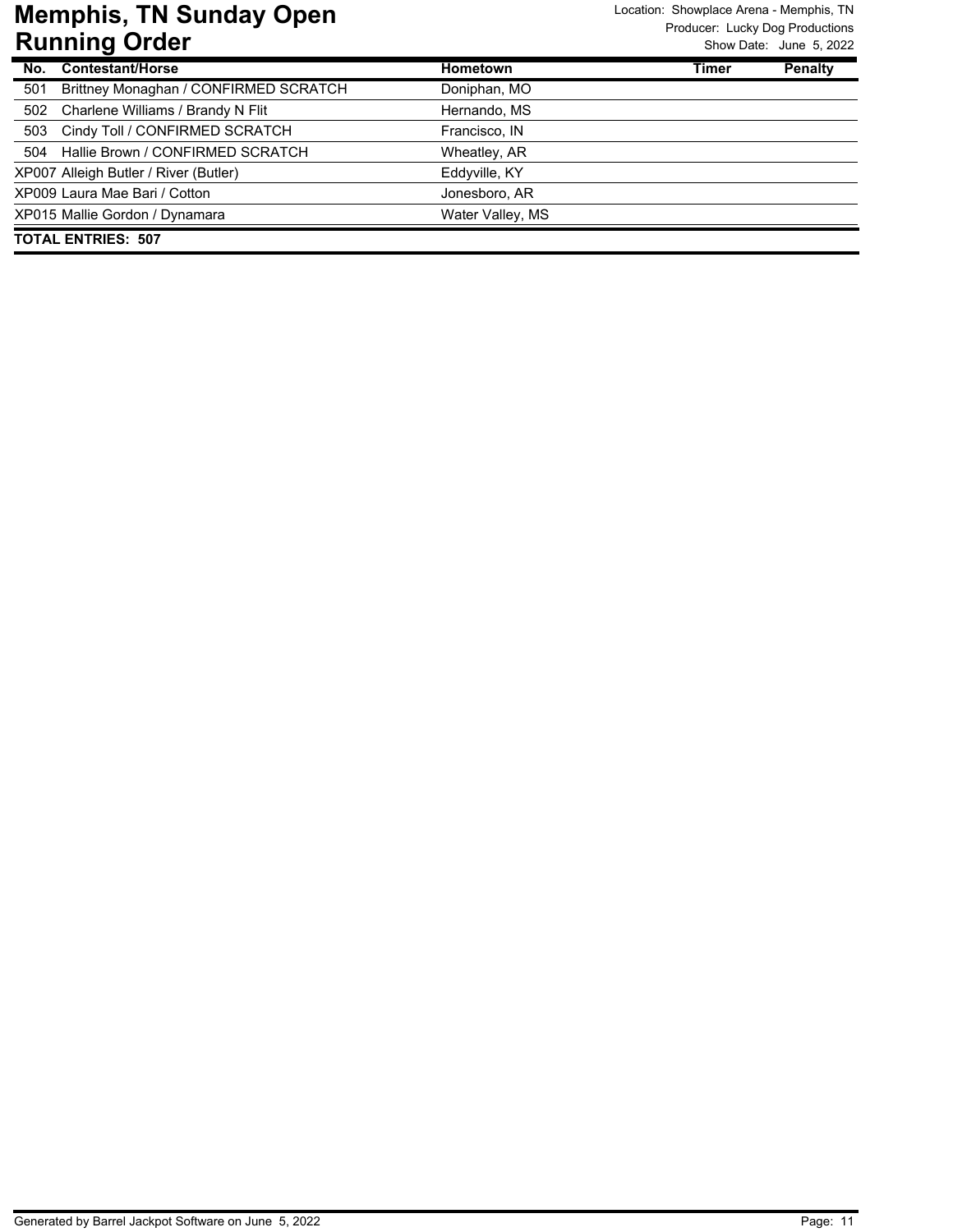# Memphis, TN Sunday Open
## Running Order

Location: Showplace Arena - Memphis, TN
Producer: Lucky Dog Productions
Show Date: June 5, 2022

| No. | Contestant/Horse | Hometown | Timer | Penalty |
|---|---|---|---|---|
| 501 | Brittney Monaghan / CONFIRMED SCRATCH | Doniphan, MO | | |
| 502 | Charlene Williams / Brandy N Flit | Hernando, MS | | |
| 503 | Cindy Toll / CONFIRMED SCRATCH | Francisco, IN | | |
| 504 | Hallie Brown / CONFIRMED SCRATCH | Wheatley, AR | | |
| XP007 | Alleigh Butler / River (Butler) | Eddyville, KY | | |
| XP009 | Laura Mae Bari / Cotton | Jonesboro, AR | | |
| XP015 | Mallie Gordon / Dynamara | Water Valley, MS | | |

**TOTAL ENTRIES: 507**

Generated by Barrel Jackpot Software on June 5, 2022